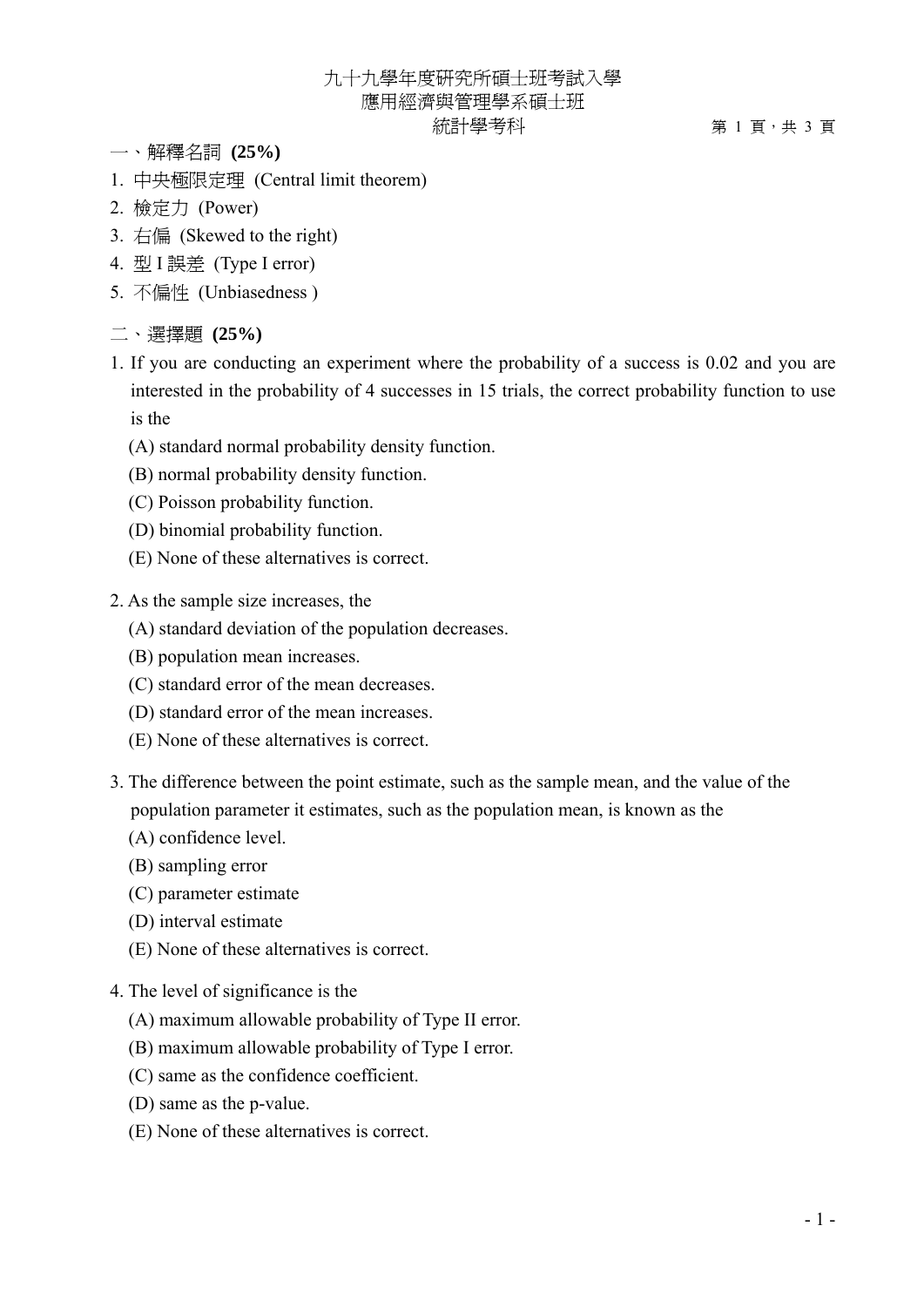九十九學年度研究所碩士班考試入學
應用經濟與管理學系碩士班
統計學考科

## 一、解釋名詞 **(25%)**

1. 中央極限定理 (Central limit theorem)
2. 檢定力 (Power)
3. 右偏 (Skewed to the right)
4. 型 I 誤差 (Type I error)
5. 不偏性 (Unbiasedness )

## 二、選擇題 **(25%)**

1. If you are conducting an experiment where the probability of a success is 0.02 and you are interested in the probability of 4 successes in 15 trials, the correct probability function to use is the
   (A) standard normal probability density function.
   (B) normal probability density function.
   (C) Poisson probability function.
   (D) binomial probability function.
   (E) None of these alternatives is correct.

2. As the sample size increases, the
   (A) standard deviation of the population decreases.
   (B) population mean increases.
   (C) standard error of the mean decreases.
   (D) standard error of the mean increases.
   (E) None of these alternatives is correct.

3. The difference between the point estimate, such as the sample mean, and the value of the population parameter it estimates, such as the population mean, is known as the
   (A) confidence level.
   (B) sampling error
   (C) parameter estimate
   (D) interval estimate
   (E) None of these alternatives is correct.

4. The level of significance is the
   (A) maximum allowable probability of Type II error.
   (B) maximum allowable probability of Type I error.
   (C) same as the confidence coefficient.
   (D) same as the p-value.
   (E) None of these alternatives is correct.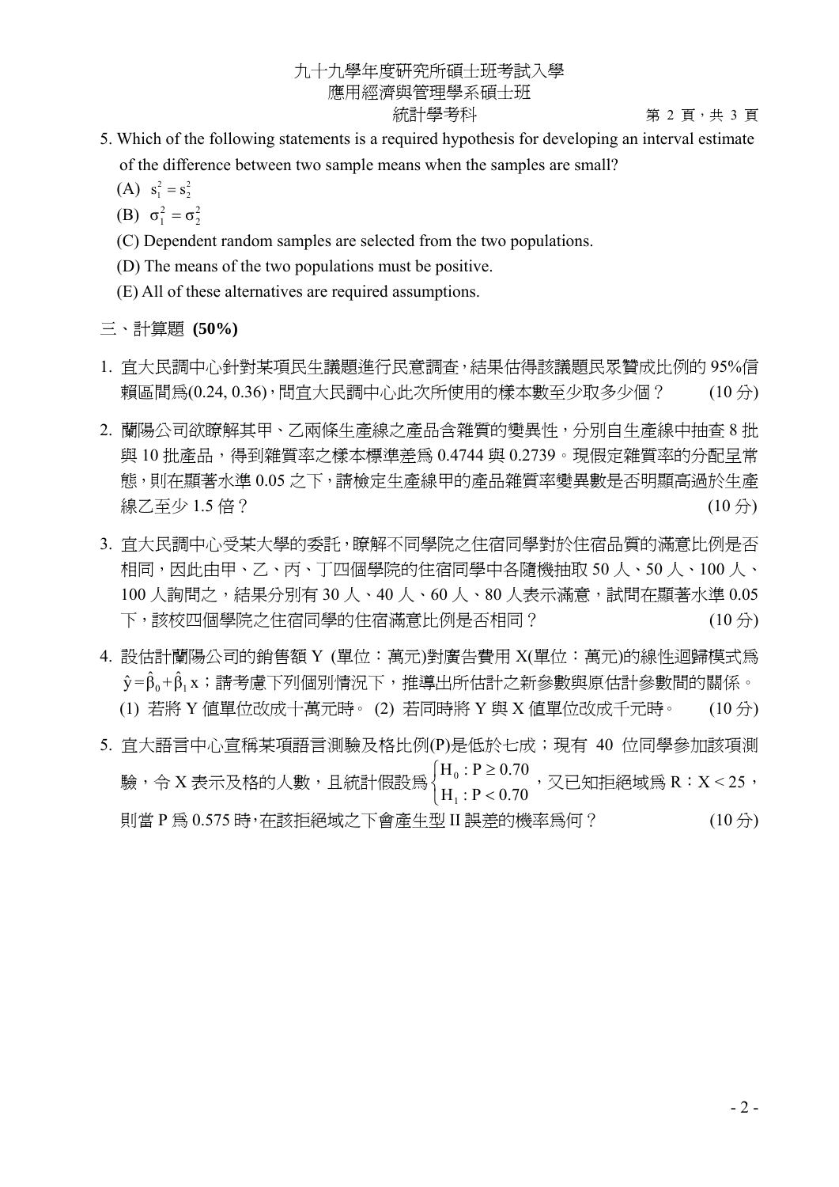5. Which of the following statements is a required hypothesis for developing an interval estimate of the difference between two sample means when the samples are small?

   (A) $s_1^2 = s_2^2$

   (B) $\sigma_1^2 = \sigma_2^2$

   (C) Dependent random samples are selected from the two populations.

   (D) The means of the two populations must be positive.

   (E) All of these alternatives are required assumptions.

## 三、計算題 **(50%)**

1. 宜大民調中心針對某項民生議題進行民意調查，結果估得該議題民眾贊成比例的 95%信賴區間為(0.24, 0.36)，問宜大民調中心此次所使用的樣本數至少取多少個？ (10 分)

2. 蘭陽公司欲瞭解其甲、乙兩條生產線之產品含雜質的變異性，分別自生產線中抽查 8 批與 10 批產品，得到雜質率之樣本標準差為 0.4744 與 0.2739。現假定雜質率的分配呈常態，則在顯著水準 0.05 之下，請檢定生產線甲的產品雜質率變異數是否明顯高過於生產線乙至少 1.5 倍？ (10 分)

3. 宜大民調中心受某大學的委託，瞭解不同學院之住宿同學對於住宿品質的滿意比例是否相同，因此由甲、乙、丙、丁四個學院的住宿同學中各隨機抽取 50 人、50 人、100 人、100 人詢問之，結果分別有 30 人、40 人、60 人、80 人表示滿意，試問在顯著水準 0.05 下，該校四個學院之住宿同學的住宿滿意比例是否相同？ (10 分)

4. 設估計蘭陽公司的銷售額 Y (單位：萬元)對廣告費用 X(單位：萬元)的線性迴歸模式為 $\hat{y}=\hat{\beta}_0+\hat{\beta}_1 x$；請考慮下列個別情況下，推導出所估計之新參數與原估計參數間的關係。
   (1) 若將 Y 值單位改成十萬元時。 (2) 若同時將 Y 與 X 值單位改成千元時。 (10 分)

5. 宜大語言中心宣稱某項語言測驗及格比例(P)是低於七成；現有 40 位同學參加該項測驗，令 X 表示及格的人數，且統計假設為 $\begin{cases} H_0 : P \geq 0.70 \\ H_1 : P < 0.70 \end{cases}$，又已知拒絕域為 R：$X < 25$，則當 P 為 0.575 時，在該拒絕域之下會產生型 II 誤差的機率為何？ (10 分)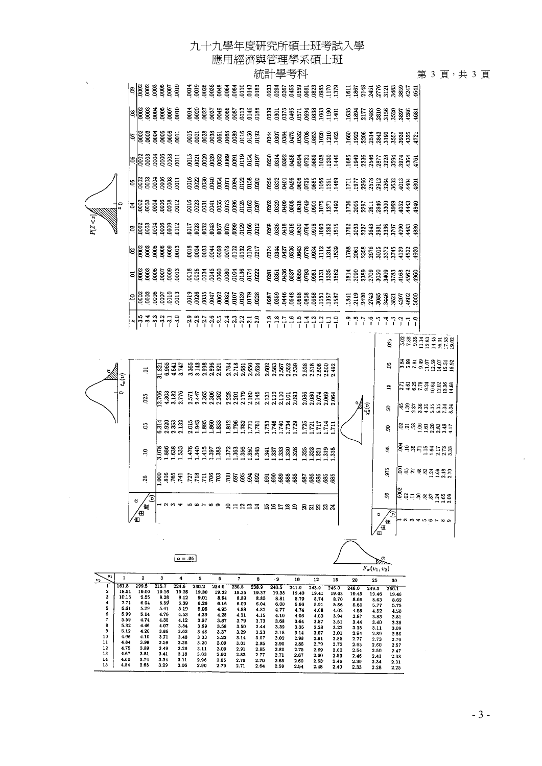# 九十九學年度研究所碩士班考試入學
## 應用經濟與管理學系碩士班
### 統計學考科

$P[Z<z]$

| $z$ | .00 | .01 | .02 | .03 | .04 | .05 | .06 | .07 | .08 | .09 |
|---|---|---|---|---|---|---|---|---|---|---|
| −3.5 | .0002 | .0002 | .0002 | .0002 | .0002 | .0002 | .0002 | .0002 | .0002 | .0002 |
| −3.4 | .0003 | .0003 | .0003 | .0003 | .0003 | .0003 | .0003 | .0003 | .0003 | .0002 |
| −3.3 | .0005 | .0005 | .0005 | .0004 | .0004 | .0004 | .0004 | .0004 | .0004 | .0003 |
| −3.2 | .0007 | .0007 | .0006 | .0006 | .0006 | .0006 | .0006 | .0005 | .0005 | .0005 |
| −3.1 | .0010 | .0009 | .0009 | .0009 | .0008 | .0008 | .0008 | .0008 | .0007 | .0007 |
| −3.0 | .0013 | .0013 | .0013 | .0012 | .0012 | .0011 | .0011 | .0011 | .0010 | .0010 |
| −2.9 | .0019 | .0018 | .0018 | .0017 | .0016 | .0016 | .0015 | .0015 | .0014 | .0014 |
| −2.8 | .0026 | .0025 | .0024 | .0023 | .0023 | .0022 | .0021 | .0021 | .0020 | .0019 |
| −2.7 | .0035 | .0034 | .0033 | .0032 | .0031 | .0030 | .0029 | .0028 | .0027 | .0026 |
| −2.6 | .0047 | .0045 | .0044 | .0043 | .0041 | .0040 | .0039 | .0038 | .0037 | .0036 |
| −2.5 | .0062 | .0060 | .0059 | .0057 | .0055 | .0054 | .0052 | .0051 | .0049 | .0048 |
| −2.4 | .0082 | .0080 | .0078 | .0075 | .0073 | .0071 | .0069 | .0068 | .0066 | .0064 |
| −2.3 | .0107 | .0104 | .0102 | .0099 | .0096 | .0094 | .0091 | .0089 | .0087 | .0084 |
| −2.2 | .0139 | .0136 | .0132 | .0129 | .0125 | .0122 | .0119 | .0116 | .0113 | .0110 |
| −2.1 | .0179 | .0174 | .0170 | .0166 | .0162 | .0158 | .0154 | .0150 | .0146 | .0143 |
| −2.0 | .0228 | .0222 | .0217 | .0212 | .0207 | .0202 | .0197 | .0192 | .0188 | .0183 |
| −1.9 | .0287 | .0281 | .0274 | .0268 | .0262 | .0256 | .0250 | .0244 | .0239 | .0233 |
| −1.8 | .0359 | .0351 | .0344 | .0336 | .0329 | .0322 | .0314 | .0307 | .0301 | .0294 |
| −1.7 | .0446 | .0436 | .0427 | .0418 | .0409 | .0401 | .0392 | .0384 | .0375 | .0367 |
| −1.6 | .0548 | .0537 | .0526 | .0516 | .0505 | .0495 | .0485 | .0475 | .0465 | .0455 |
| −1.5 | .0668 | .0655 | .0643 | .0630 | .0618 | .0606 | .0594 | .0582 | .0571 | .0559 |
| −1.4 | .0808 | .0793 | .0778 | .0764 | .0749 | .0735 | .0721 | .0708 | .0694 | .0681 |
| −1.3 | .0968 | .0951 | .0934 | .0918 | .0901 | .0885 | .0869 | .0853 | .0838 | .0823 |
| −1.2 | .1151 | .1131 | .1112 | .1093 | .1075 | .1056 | .1038 | .1020 | .1003 | .0985 |
| −1.1 | .1357 | .1335 | .1314 | .1292 | .1271 | .1251 | .1230 | .1210 | .1190 | .1170 |
| −1.0 | .1587 | .1562 | .1539 | .1515 | .1492 | .1469 | .1446 | .1423 | .1401 | .1379 |
| −.9 | .1841 | .1814 | .1788 | .1762 | .1736 | .1711 | .1685 | .1660 | .1635 | .1611 |
| −.8 | .2119 | .2090 | .2061 | .2033 | .2005 | .1977 | .1949 | .1922 | .1894 | .1867 |
| −.7 | .2420 | .2389 | .2358 | .2327 | .2297 | .2266 | .2236 | .2206 | .2177 | .2148 |
| −.6 | .2743 | .2709 | .2676 | .2643 | .2611 | .2578 | .2546 | .2514 | .2483 | .2451 |
| −.5 | .3085 | .3050 | .3015 | .2981 | .2946 | .2912 | .2877 | .2843 | .2810 | .2776 |
| −.4 | .3446 | .3409 | .3372 | .3336 | .3300 | .3264 | .3228 | .3192 | .3156 | .3121 |
| −.3 | .3821 | .3783 | .3745 | .3707 | .3669 | .3632 | .3594 | .3557 | .3520 | .3483 |
| −.2 | .4207 | .4168 | .4129 | .4090 | .4052 | .4013 | .3974 | .3936 | .3897 | .3859 |
| −.1 | .4602 | .4562 | .4522 | .4483 | .4443 | .4404 | .4364 | .4325 | .4286 | .4247 |
| −.0 | .5000 | .4960 | .4920 | .4880 | .4840 | .4801 | .4761 | .4721 | .4681 | .4641 |

$t_\alpha(v)$

| 自由度 ($v$) \ $\alpha$ | .25 | .10 | .05 | .025 | .01 |
|---|---|---|---|---|---|
| 1 | 1.000 | 3.078 | 6.314 | 12.706 | 31.821 |
| 2 | .816 | 1.886 | 2.920 | 4.303 | 6.965 |
| 3 | .765 | 1.638 | 2.353 | 3.182 | 4.541 |
| 4 | .741 | 1.533 | 2.132 | 2.776 | 3.747 |
| 5 | .727 | 1.476 | 2.015 | 2.571 | 3.365 |
| 6 | .718 | 1.440 | 1.943 | 2.447 | 3.143 |
| 7 | .711 | 1.415 | 1.895 | 2.365 | 2.998 |
| 8 | .706 | 1.397 | 1.860 | 2.306 | 2.896 |
| 9 | .703 | 1.383 | 1.833 | 2.262 | 2.821 |
| 10 | .700 | 1.372 | 1.812 | 2.228 | 2.764 |
| 11 | .697 | 1.363 | 1.796 | 2.201 | 2.718 |
| 12 | .695 | 1.356 | 1.782 | 2.179 | 2.681 |
| 13 | .694 | 1.350 | 1.771 | 2.160 | 2.650 |
| 14 | .692 | 1.345 | 1.761 | 2.145 | 2.624 |
| 15 | .691 | 1.341 | 1.753 | 2.131 | 2.602 |
| 16 | .690 | 1.337 | 1.746 | 2.120 | 2.583 |
| 17 | .689 | 1.333 | 1.740 | 2.110 | 2.567 |
| 18 | .688 | 1.330 | 1.734 | 2.101 | 2.552 |
| 19 | .688 | 1.328 | 1.729 | 2.093 | 2.539 |
| 20 | .687 | 1.325 | 1.725 | 2.086 | 2.528 |
| 21 | .686 | 1.323 | 1.721 | 2.080 | 2.518 |
| 22 | .686 | 1.321 | 1.717 | 2.074 | 2.508 |
| 23 | .685 | 1.319 | 1.714 | 2.069 | 2.500 |
| 24 | .685 | 1.318 | 1.711 | 2.064 | 2.492 |

$\chi^2_\alpha(v)$

| 自由度 ($v$) \ $\alpha$ | .99 | .975 | .95 | .90 | .50 | .10 | .05 | .025 |
|---|---|---|---|---|---|---|---|---|
| 1 | .0002 | .001 | .004 | .02 | .45 | 2.71 | 3.84 | 5.02 |
| 2 | .02 | .05 | .10 | .21 | 1.39 | 4.61 | 5.99 | 7.38 |
| 3 | .11 | .22 | .35 | .58 | 2.37 | 6.25 | 7.81 | 9.35 |
| 4 | .30 | .48 | .71 | 1.06 | 3.36 | 7.78 | 9.49 | 11.14 |
| 5 | .55 | .83 | 1.15 | 1.61 | 4.35 | 9.24 | 11.07 | 12.83 |
| 6 | .87 | 1.24 | 1.64 | 2.20 | 5.35 | 10.64 | 12.59 | 14.45 |
| 7 | 1.24 | 1.69 | 2.17 | 2.83 | 6.35 | 12.02 | 14.07 | 16.01 |
| 8 | 1.65 | 2.18 | 2.73 | 3.49 | 7.34 | 13.36 | 15.51 | 17.53 |
| 9 | 2.09 | 2.70 | 3.33 | 4.17 | 8.34 | 14.68 | 16.92 | 19.02 |

$\alpha = .05$ $\quad F_\alpha(v_1, v_2)$

| $v_2$ \ $v_1$ | 1 | 2 | 3 | 4 | 5 | 6 | 7 | 8 | 9 | 10 | 12 | 15 | 20 | 25 | 30 |
|---|---|---|---|---|---|---|---|---|---|---|---|---|---|---|---|
| 1 | 161.5 | 199.5 | 215.7 | 224.6 | 230.2 | 234.0 | 236.8 | 238.9 | 240.5 | 241.9 | 243.9 | 246.0 | 248.0 | 249.3 | 250.1 |
| 2 | 18.51 | 19.00 | 19.16 | 19.25 | 19.30 | 19.33 | 19.35 | 19.37 | 19.38 | 19.40 | 19.41 | 19.43 | 19.45 | 19.46 | 19.46 |
| 3 | 10.13 | 9.55 | 9.28 | 9.12 | 9.01 | 8.94 | 8.89 | 8.85 | 8.81 | 8.79 | 8.74 | 8.70 | 8.66 | 8.63 | 8.62 |
| 4 | 7.71 | 6.94 | 6.59 | 6.39 | 6.26 | 6.16 | 6.09 | 6.04 | 6.00 | 5.96 | 5.91 | 5.86 | 5.80 | 5.77 | 5.75 |
| 5 | 6.61 | 5.79 | 5.41 | 5.19 | 5.05 | 4.95 | 4.88 | 4.82 | 4.77 | 4.74 | 4.68 | 4.62 | 4.56 | 4.52 | 4.50 |
| 6 | 5.99 | 5.14 | 4.76 | 4.53 | 4.39 | 4.28 | 4.21 | 4.15 | 4.10 | 4.06 | 4.00 | 3.94 | 3.87 | 3.83 | 3.81 |
| 7 | 5.59 | 4.74 | 4.35 | 4.12 | 3.97 | 3.87 | 3.79 | 3.73 | 3.68 | 3.64 | 3.57 | 3.51 | 3.44 | 3.40 | 3.38 |
| 8 | 5.32 | 4.46 | 4.07 | 3.84 | 3.69 | 3.58 | 3.50 | 3.44 | 3.39 | 3.35 | 3.28 | 3.22 | 3.15 | 3.11 | 3.08 |
| 9 | 5.12 | 4.26 | 3.86 | 3.63 | 3.48 | 3.37 | 3.29 | 3.23 | 3.18 | 3.14 | 3.07 | 3.01 | 2.94 | 2.89 | 2.86 |
| 10 | 4.96 | 4.10 | 3.71 | 3.48 | 3.33 | 3.22 | 3.14 | 3.07 | 3.02 | 2.98 | 2.91 | 2.85 | 2.77 | 2.73 | 2.70 |
| 11 | 4.84 | 3.98 | 3.59 | 3.36 | 3.20 | 3.09 | 3.01 | 2.95 | 2.90 | 2.85 | 2.79 | 2.72 | 2.65 | 2.60 | 2.57 |
| 12 | 4.75 | 3.89 | 3.49 | 3.26 | 3.11 | 3.00 | 2.91 | 2.85 | 2.80 | 2.75 | 2.69 | 2.62 | 2.54 | 2.50 | 2.47 |
| 13 | 4.67 | 3.81 | 3.41 | 3.18 | 3.03 | 2.92 | 2.83 | 2.77 | 2.71 | 2.67 | 2.60 | 2.53 | 2.46 | 2.41 | 2.38 |
| 14 | 4.60 | 3.74 | 3.34 | 3.11 | 2.96 | 2.85 | 2.76 | 2.70 | 2.65 | 2.60 | 2.53 | 2.46 | 2.39 | 2.34 | 2.31 |
| 15 | 4.54 | 3.68 | 3.29 | 3.06 | 2.90 | 2.79 | 2.71 | 2.64 | 2.59 | 2.54 | 2.48 | 2.40 | 2.33 | 2.28 | 2.25 |